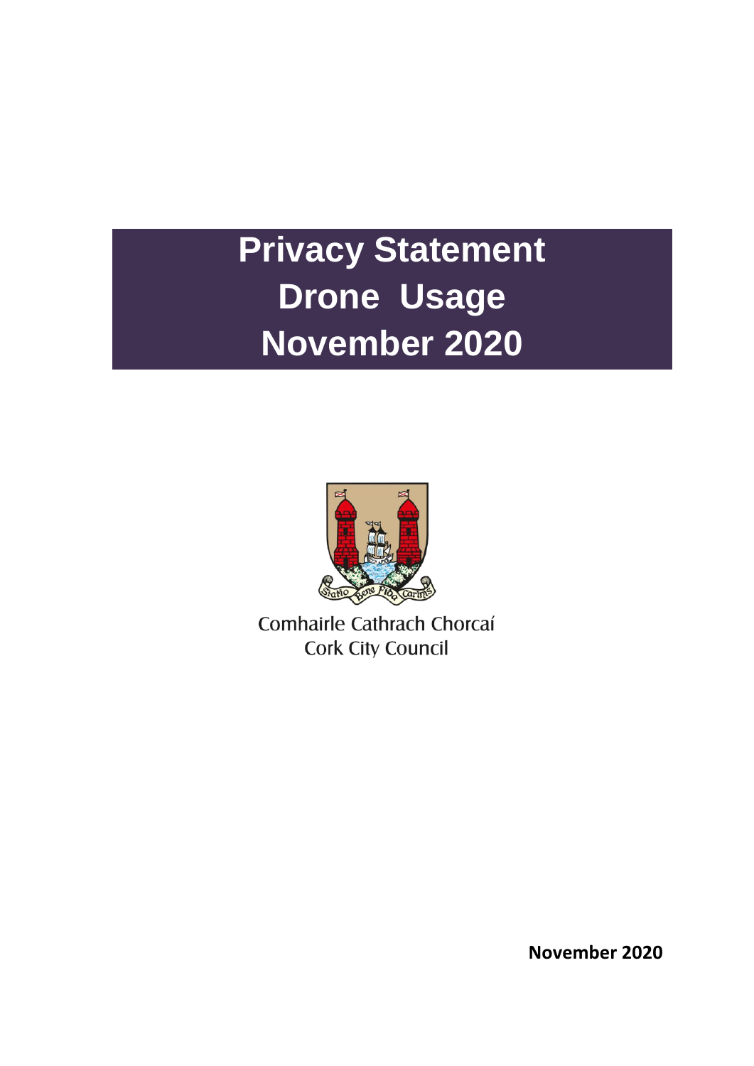# Privacy Statement
# Drone Usage
# November 2020

Comhairle Cathrach Chorcaí
Cork City Council

**November 2020**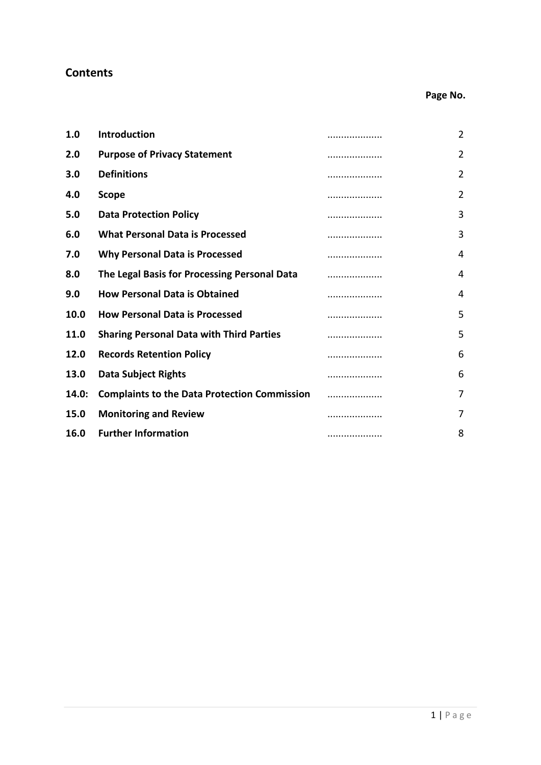## Contents

| | | Page No. |
|---|---|---|
| **1.0** | **Introduction** | 2 |
| **2.0** | **Purpose of Privacy Statement** | 2 |
| **3.0** | **Definitions** | 2 |
| **4.0** | **Scope** | 2 |
| **5.0** | **Data Protection Policy** | 3 |
| **6.0** | **What Personal Data is Processed** | 3 |
| **7.0** | **Why Personal Data is Processed** | 4 |
| **8.0** | **The Legal Basis for Processing Personal Data** | 4 |
| **9.0** | **How Personal Data is Obtained** | 4 |
| **10.0** | **How Personal Data is Processed** | 5 |
| **11.0** | **Sharing Personal Data with Third Parties** | 5 |
| **12.0** | **Records Retention Policy** | 6 |
| **13.0** | **Data Subject Rights** | 6 |
| **14.0:** | **Complaints to the Data Protection Commission** | 7 |
| **15.0** | **Monitoring and Review** | 7 |
| **16.0** | **Further Information** | 8 |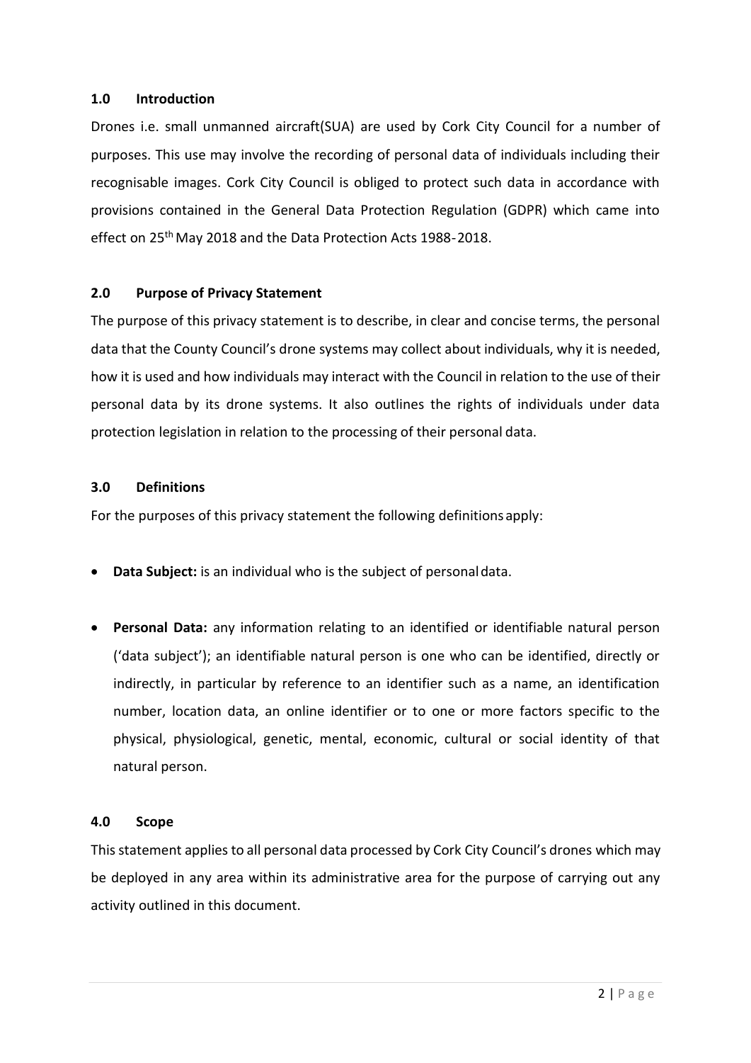## 1.0 Introduction

Drones i.e. small unmanned aircraft(SUA) are used by Cork City Council for a number of purposes. This use may involve the recording of personal data of individuals including their recognisable images. Cork City Council is obliged to protect such data in accordance with provisions contained in the General Data Protection Regulation (GDPR) which came into effect on 25th May 2018 and the Data Protection Acts 1988-2018.

## 2.0 Purpose of Privacy Statement

The purpose of this privacy statement is to describe, in clear and concise terms, the personal data that the County Council's drone systems may collect about individuals, why it is needed, how it is used and how individuals may interact with the Council in relation to the use of their personal data by its drone systems. It also outlines the rights of individuals under data protection legislation in relation to the processing of their personal data.

## 3.0 Definitions

For the purposes of this privacy statement the following definitions apply:

- **Data Subject:** is an individual who is the subject of personal data.
- **Personal Data:** any information relating to an identified or identifiable natural person ('data subject'); an identifiable natural person is one who can be identified, directly or indirectly, in particular by reference to an identifier such as a name, an identification number, location data, an online identifier or to one or more factors specific to the physical, physiological, genetic, mental, economic, cultural or social identity of that natural person.

## 4.0 Scope

This statement applies to all personal data processed by Cork City Council's drones which may be deployed in any area within its administrative area for the purpose of carrying out any activity outlined in this document.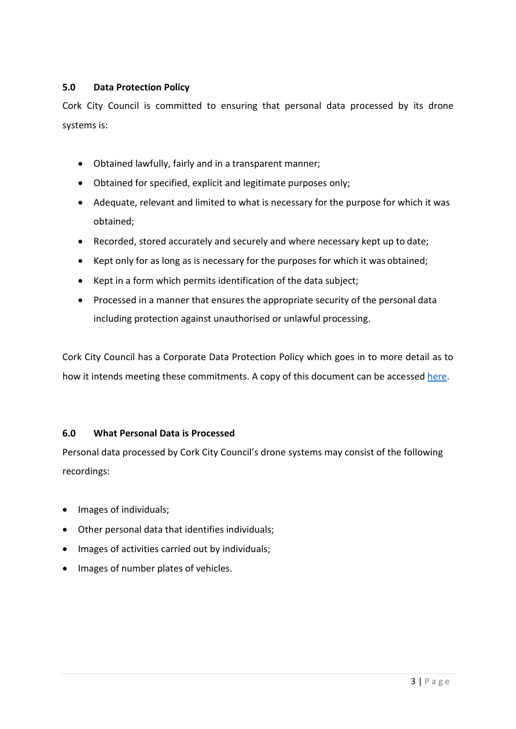## 5.0 Data Protection Policy

Cork City Council is committed to ensuring that personal data processed by its drone systems is:

- Obtained lawfully, fairly and in a transparent manner;
- Obtained for specified, explicit and legitimate purposes only;
- Adequate, relevant and limited to what is necessary for the purpose for which it was obtained;
- Recorded, stored accurately and securely and where necessary kept up to date;
- Kept only for as long as is necessary for the purposes for which it was obtained;
- Kept in a form which permits identification of the data subject;
- Processed in a manner that ensures the appropriate security of the personal data including protection against unauthorised or unlawful processing.

Cork City Council has a Corporate Data Protection Policy which goes in to more detail as to how it intends meeting these commitments. A copy of this document can be accessed here.

## 6.0 What Personal Data is Processed

Personal data processed by Cork City Council's drone systems may consist of the following recordings:

- Images of individuals;
- Other personal data that identifies individuals;
- Images of activities carried out by individuals;
- Images of number plates of vehicles.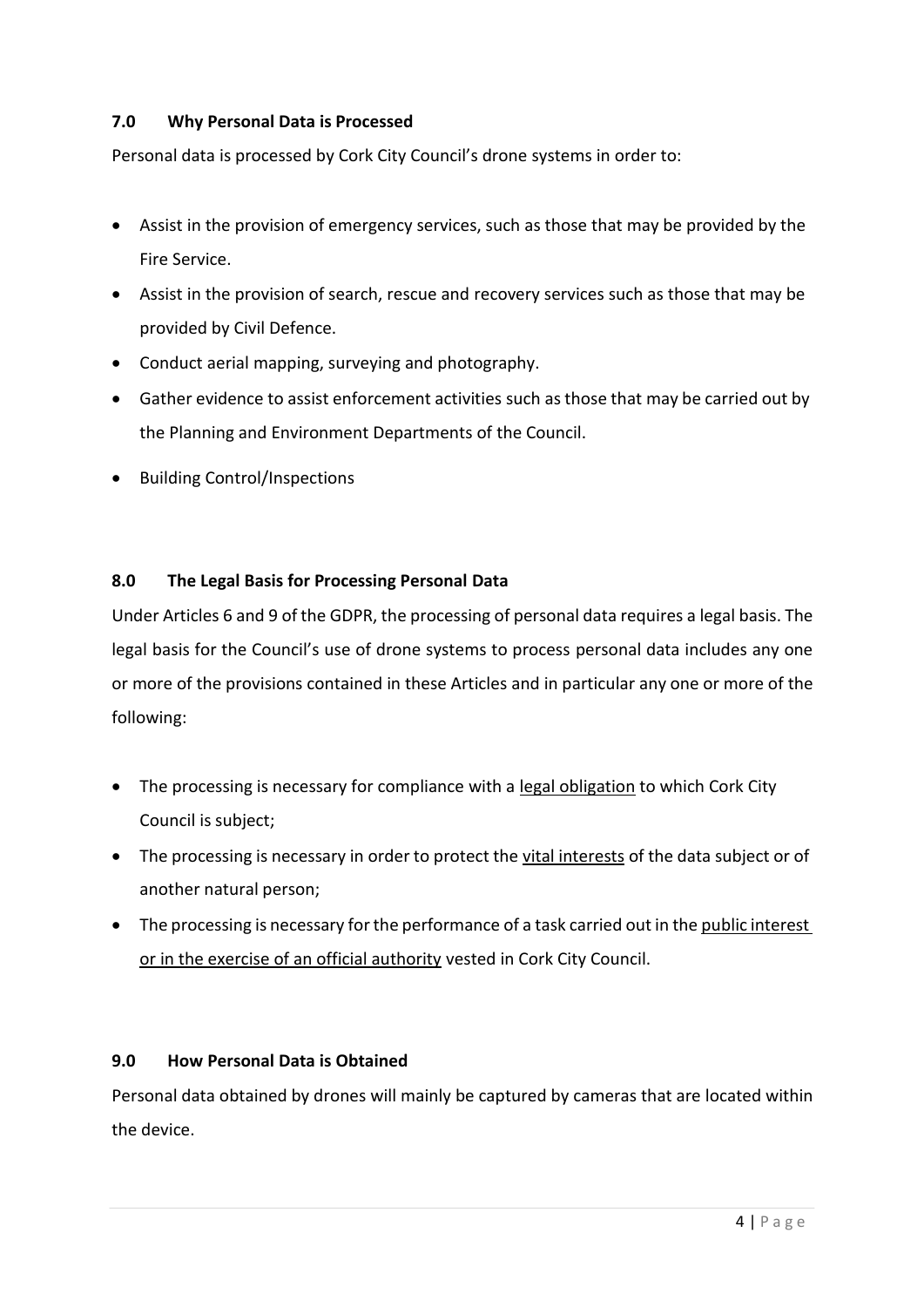## 7.0 Why Personal Data is Processed

Personal data is processed by Cork City Council's drone systems in order to:

- Assist in the provision of emergency services, such as those that may be provided by the Fire Service.
- Assist in the provision of search, rescue and recovery services such as those that may be provided by Civil Defence.
- Conduct aerial mapping, surveying and photography.
- Gather evidence to assist enforcement activities such as those that may be carried out by the Planning and Environment Departments of the Council.
- Building Control/Inspections

## 8.0 The Legal Basis for Processing Personal Data

Under Articles 6 and 9 of the GDPR, the processing of personal data requires a legal basis. The legal basis for the Council's use of drone systems to process personal data includes any one or more of the provisions contained in these Articles and in particular any one or more of the following:

- The processing is necessary for compliance with a legal obligation to which Cork City Council is subject;
- The processing is necessary in order to protect the vital interests of the data subject or of another natural person;
- The processing is necessary for the performance of a task carried out in the public interest or in the exercise of an official authority vested in Cork City Council.

## 9.0 How Personal Data is Obtained

Personal data obtained by drones will mainly be captured by cameras that are located within the device.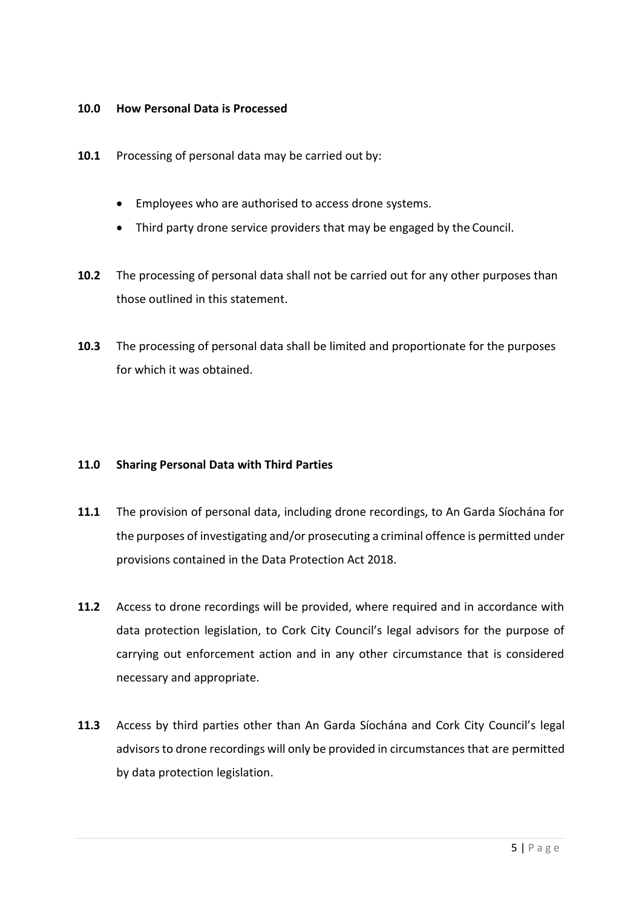## 10.0 How Personal Data is Processed

**10.1** Processing of personal data may be carried out by:

- Employees who are authorised to access drone systems.
- Third party drone service providers that may be engaged by the Council.

**10.2** The processing of personal data shall not be carried out for any other purposes than those outlined in this statement.

**10.3** The processing of personal data shall be limited and proportionate for the purposes for which it was obtained.

## 11.0 Sharing Personal Data with Third Parties

**11.1** The provision of personal data, including drone recordings, to An Garda Síochána for the purposes of investigating and/or prosecuting a criminal offence is permitted under provisions contained in the Data Protection Act 2018.

**11.2** Access to drone recordings will be provided, where required and in accordance with data protection legislation, to Cork City Council's legal advisors for the purpose of carrying out enforcement action and in any other circumstance that is considered necessary and appropriate.

**11.3** Access by third parties other than An Garda Síochána and Cork City Council's legal advisors to drone recordings will only be provided in circumstances that are permitted by data protection legislation.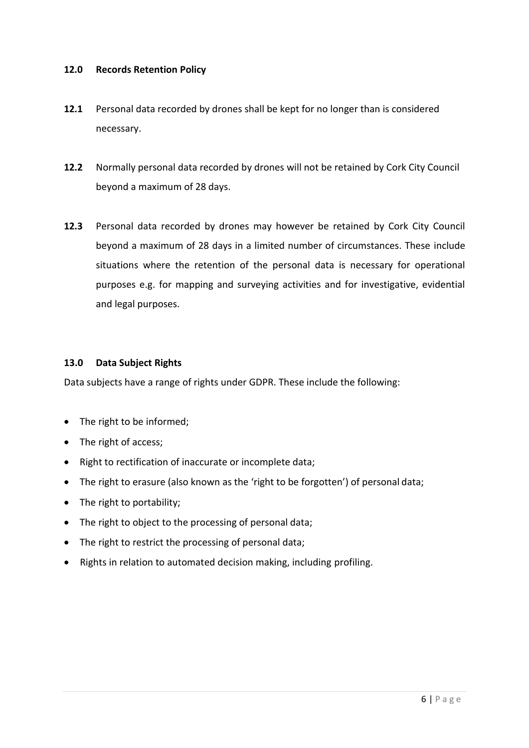## 12.0 Records Retention Policy

**12.1** Personal data recorded by drones shall be kept for no longer than is considered necessary.

**12.2** Normally personal data recorded by drones will not be retained by Cork City Council beyond a maximum of 28 days.

**12.3** Personal data recorded by drones may however be retained by Cork City Council beyond a maximum of 28 days in a limited number of circumstances. These include situations where the retention of the personal data is necessary for operational purposes e.g. for mapping and surveying activities and for investigative, evidential and legal purposes.

## 13.0 Data Subject Rights

Data subjects have a range of rights under GDPR. These include the following:

- The right to be informed;
- The right of access;
- Right to rectification of inaccurate or incomplete data;
- The right to erasure (also known as the 'right to be forgotten') of personal data;
- The right to portability;
- The right to object to the processing of personal data;
- The right to restrict the processing of personal data;
- Rights in relation to automated decision making, including profiling.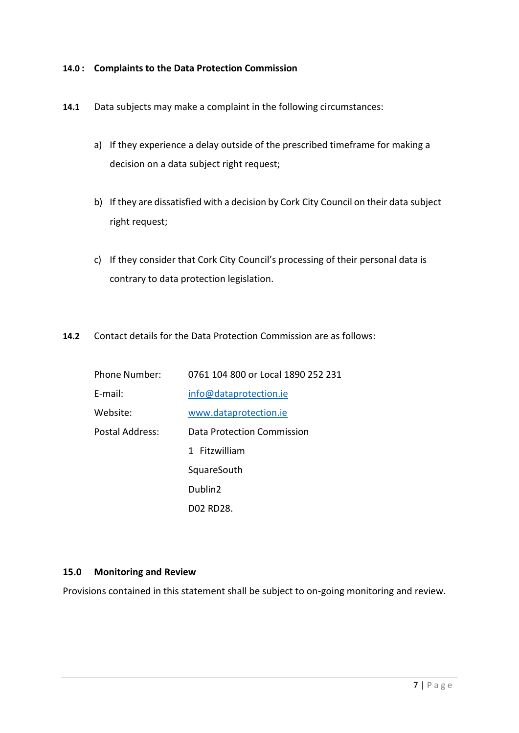## 14.0 : Complaints to the Data Protection Commission

**14.1** Data subjects may make a complaint in the following circumstances:

a) If they experience a delay outside of the prescribed timeframe for making a decision on a data subject right request;

b) If they are dissatisfied with a decision by Cork City Council on their data subject right request;

c) If they consider that Cork City Council's processing of their personal data is contrary to data protection legislation.

**14.2** Contact details for the Data Protection Commission are as follows:

| | |
|---|---|
| Phone Number: | 0761 104 800 or Local 1890 252 231 |
| E-mail: | info@dataprotection.ie |
| Website: | www.dataprotection.ie |
| Postal Address: | Data Protection Commission<br>1 Fitzwilliam<br>SquareSouth<br>Dublin2<br>D02 RD28. |

## 15.0 Monitoring and Review

Provisions contained in this statement shall be subject to on-going monitoring and review.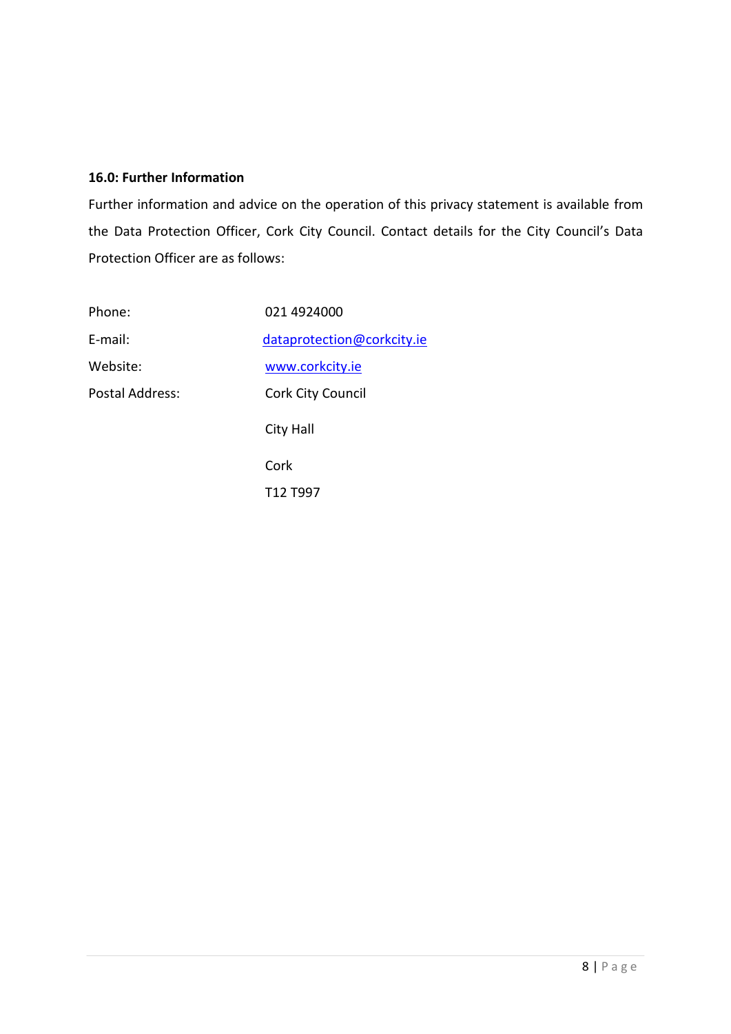### 16.0: Further Information

Further information and advice on the operation of this privacy statement is available from the Data Protection Officer, Cork City Council. Contact details for the City Council's Data Protection Officer are as follows:

| | |
|---|---|
| Phone: | 021 4924000 |
| E-mail: | dataprotection@corkcity.ie |
| Website: | www.corkcity.ie |
| Postal Address: | Cork City Council<br>City Hall<br>Cork<br>T12 T997 |